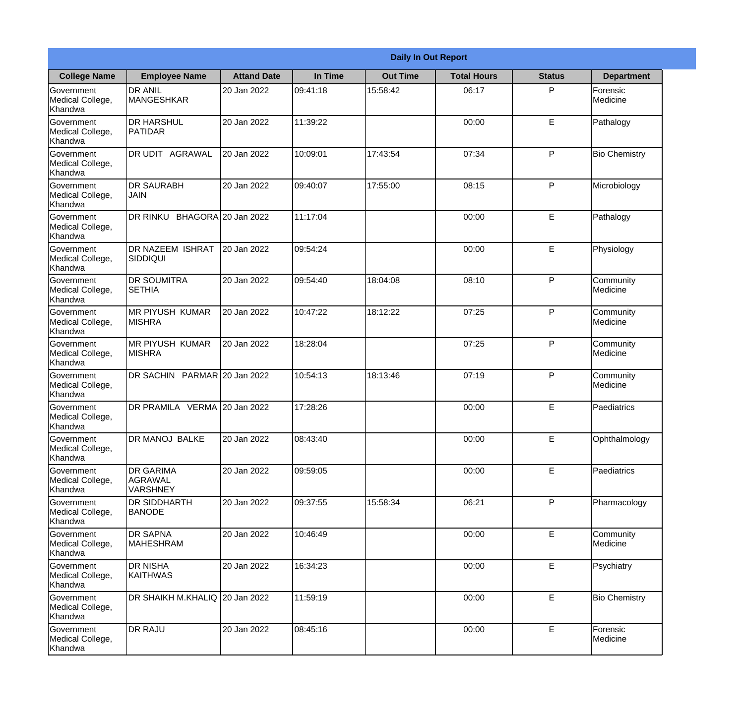| Daily In Out Report | | | | | | | |
|---|---|---|---|---|---|---|---|
| **College Name** | **Employee Name** | **Attand Date** | **In Time** | **Out Time** | **Total Hours** | **Status** | **Department** |
| Government Medical College, Khandwa | DR ANIL MANGESHKAR | 20 Jan 2022 | 09:41:18 | 15:58:42 | 06:17 | P | Forensic Medicine |
| Government Medical College, Khandwa | DR HARSHUL PATIDAR | 20 Jan 2022 | 11:39:22 | | 00:00 | E | Pathalogy |
| Government Medical College, Khandwa | DR UDIT AGRAWAL | 20 Jan 2022 | 10:09:01 | 17:43:54 | 07:34 | P | Bio Chemistry |
| Government Medical College, Khandwa | DR SAURABH JAIN | 20 Jan 2022 | 09:40:07 | 17:55:00 | 08:15 | P | Microbiology |
| Government Medical College, Khandwa | DR RINKU BHAGORA | 20 Jan 2022 | 11:17:04 | | 00:00 | E | Pathalogy |
| Government Medical College, Khandwa | DR NAZEEM ISHRAT SIDDIQUI | 20 Jan 2022 | 09:54:24 | | 00:00 | E | Physiology |
| Government Medical College, Khandwa | DR SOUMITRA SETHIA | 20 Jan 2022 | 09:54:40 | 18:04:08 | 08:10 | P | Community Medicine |
| Government Medical College, Khandwa | MR PIYUSH KUMAR MISHRA | 20 Jan 2022 | 10:47:22 | 18:12:22 | 07:25 | P | Community Medicine |
| Government Medical College, Khandwa | MR PIYUSH KUMAR MISHRA | 20 Jan 2022 | 18:28:04 | | 07:25 | P | Community Medicine |
| Government Medical College, Khandwa | DR SACHIN PARMAR | 20 Jan 2022 | 10:54:13 | 18:13:46 | 07:19 | P | Community Medicine |
| Government Medical College, Khandwa | DR PRAMILA VERMA | 20 Jan 2022 | 17:28:26 | | 00:00 | E | Paediatrics |
| Government Medical College, Khandwa | DR MANOJ BALKE | 20 Jan 2022 | 08:43:40 | | 00:00 | E | Ophthalmology |
| Government Medical College, Khandwa | DR GARIMA AGRAWAL VARSHNEY | 20 Jan 2022 | 09:59:05 | | 00:00 | E | Paediatrics |
| Government Medical College, Khandwa | DR SIDDHARTH BANODE | 20 Jan 2022 | 09:37:55 | 15:58:34 | 06:21 | P | Pharmacology |
| Government Medical College, Khandwa | DR SAPNA MAHESHRAM | 20 Jan 2022 | 10:46:49 | | 00:00 | E | Community Medicine |
| Government Medical College, Khandwa | DR NISHA KAITHWAS | 20 Jan 2022 | 16:34:23 | | 00:00 | E | Psychiatry |
| Government Medical College, Khandwa | DR SHAIKH M.KHALIQ | 20 Jan 2022 | 11:59:19 | | 00:00 | E | Bio Chemistry |
| Government Medical College, Khandwa | DR RAJU | 20 Jan 2022 | 08:45:16 | | 00:00 | E | Forensic Medicine |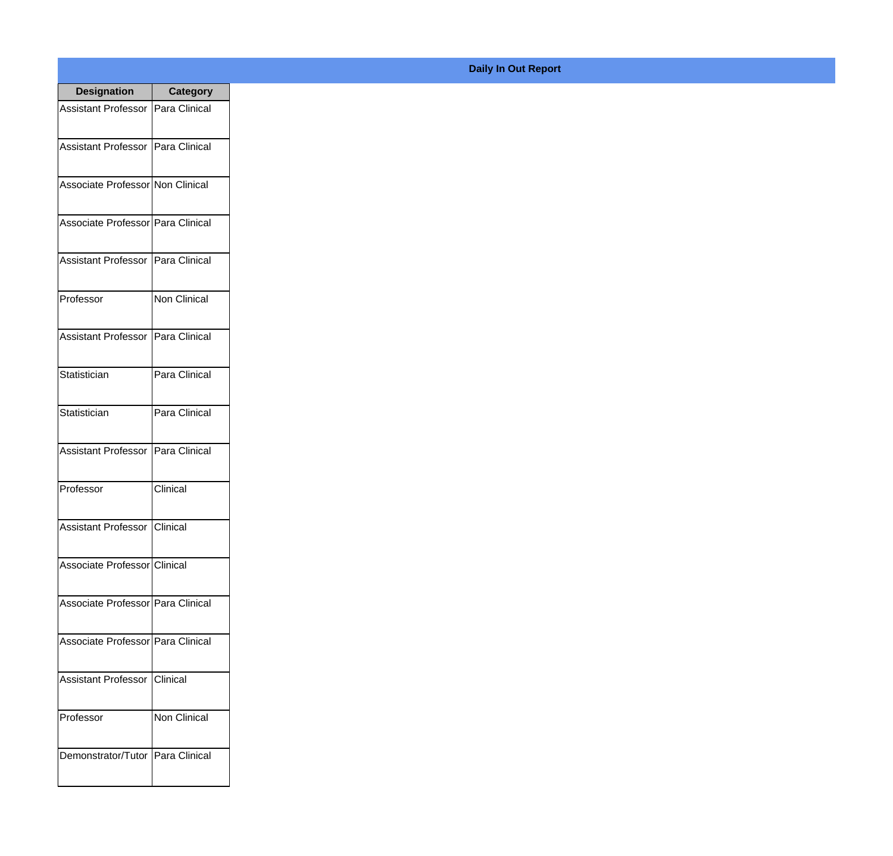**Daily In Out Report**

| Designation | Category |
|---|---|
| Assistant Professor | Para Clinical |
| Assistant Professor | Para Clinical |
| Associate Professor | Non Clinical |
| Associate Professor | Para Clinical |
| Assistant Professor | Para Clinical |
| Professor | Non Clinical |
| Assistant Professor | Para Clinical |
| Statistician | Para Clinical |
| Statistician | Para Clinical |
| Assistant Professor | Para Clinical |
| Professor | Clinical |
| Assistant Professor | Clinical |
| Associate Professor | Clinical |
| Associate Professor | Para Clinical |
| Associate Professor | Para Clinical |
| Assistant Professor | Clinical |
| Professor | Non Clinical |
| Demonstrator/Tutor | Para Clinical |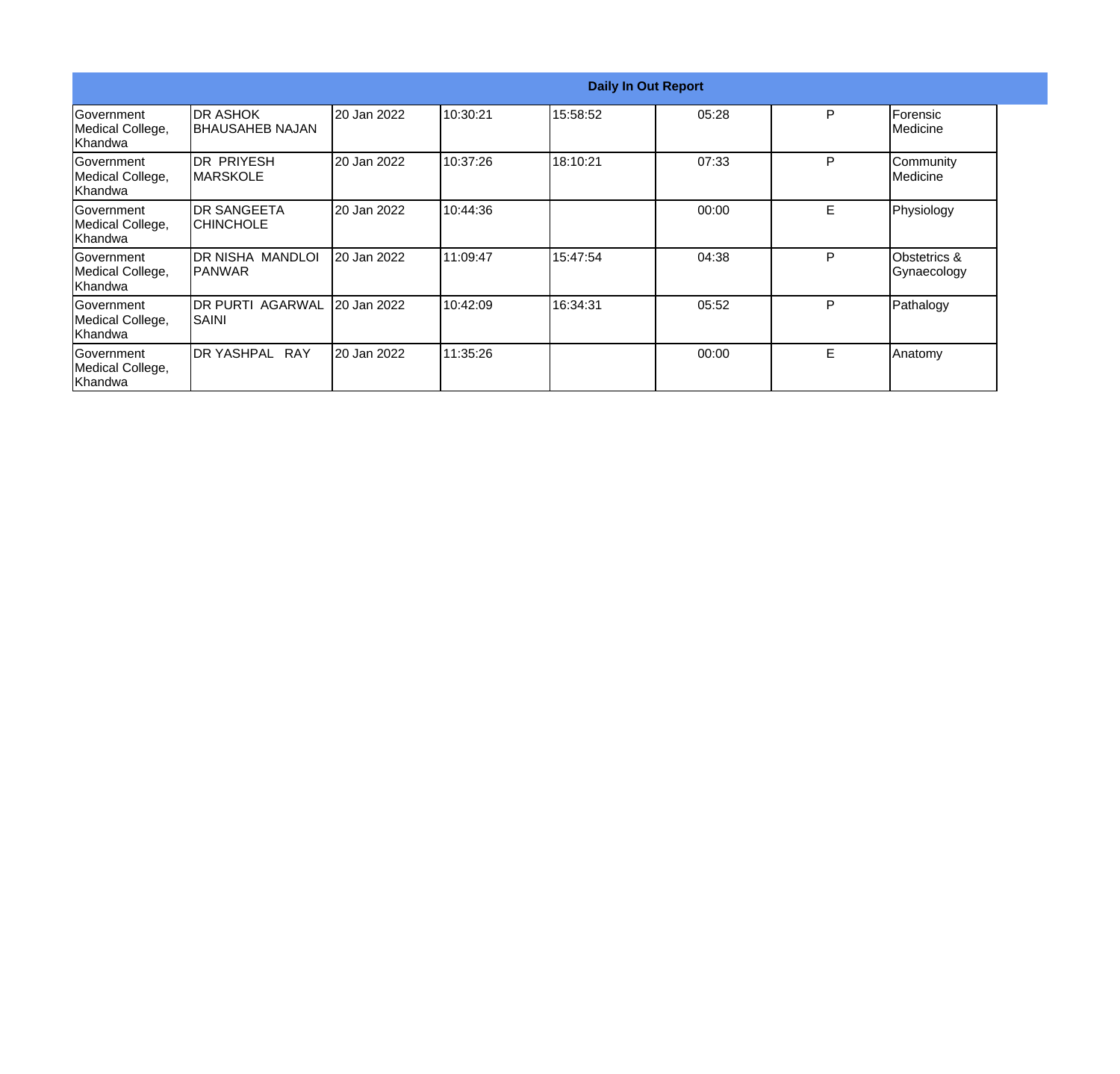| Daily In Out Report | | | | | | | |
|---|---|---|---|---|---|---|---|
| Government Medical College, Khandwa | DR ASHOK BHAUSAHEB NAJAN | 20 Jan 2022 | 10:30:21 | 15:58:52 | 05:28 | P | Forensic Medicine |
| Government Medical College, Khandwa | DR PRIYESH MARSKOLE | 20 Jan 2022 | 10:37:26 | 18:10:21 | 07:33 | P | Community Medicine |
| Government Medical College, Khandwa | DR SANGEETA CHINCHOLE | 20 Jan 2022 | 10:44:36 | | 00:00 | E | Physiology |
| Government Medical College, Khandwa | DR NISHA MANDLOI PANWAR | 20 Jan 2022 | 11:09:47 | 15:47:54 | 04:38 | P | Obstetrics & Gynaecology |
| Government Medical College, Khandwa | DR PURTI AGARWAL SAINI | 20 Jan 2022 | 10:42:09 | 16:34:31 | 05:52 | P | Pathalogy |
| Government Medical College, Khandwa | DR YASHPAL RAY | 20 Jan 2022 | 11:35:26 | | 00:00 | E | Anatomy |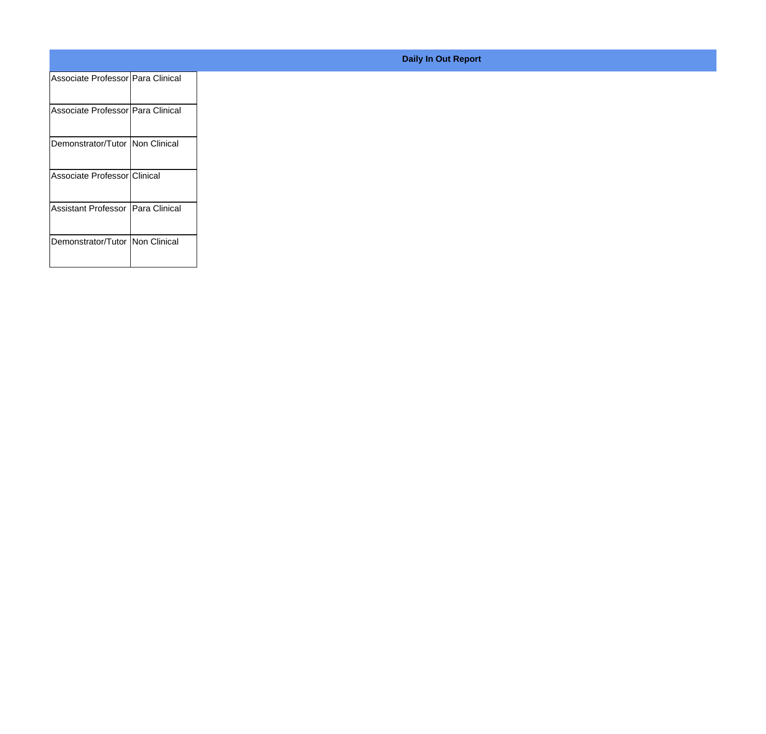**Daily In Out Report**

| | |
|---|---|
| Associate Professor | Para Clinical |
| Associate Professor | Para Clinical |
| Demonstrator/Tutor | Non Clinical |
| Associate Professor | Clinical |
| Assistant Professor | Para Clinical |
| Demonstrator/Tutor | Non Clinical |